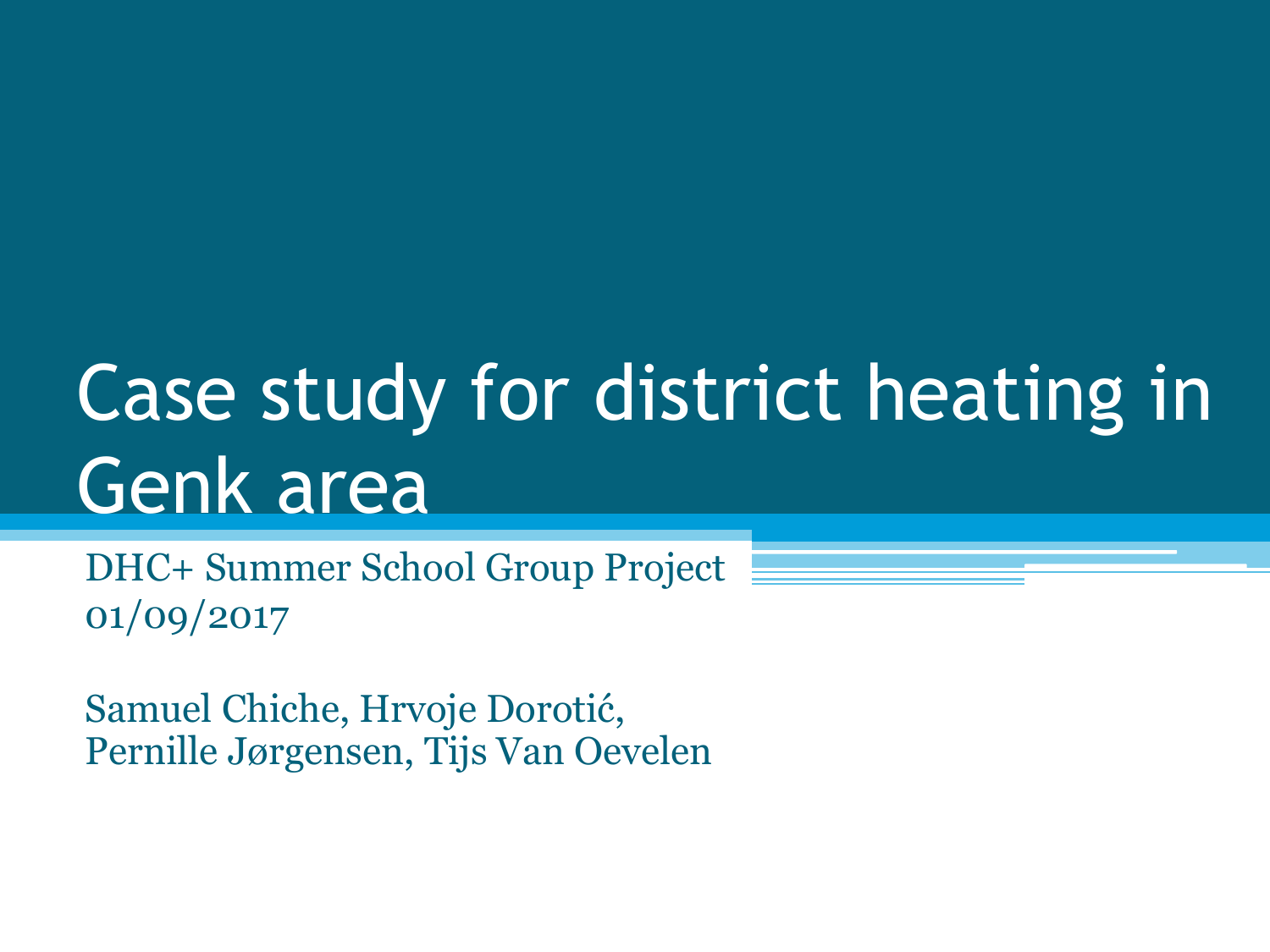# Case study for district heating in Genk area

DHC+ Summer School Group Project
01/09/2017

Samuel Chiche, Hrvoje Dorotić,
Pernille Jørgensen, Tijs Van Oevelen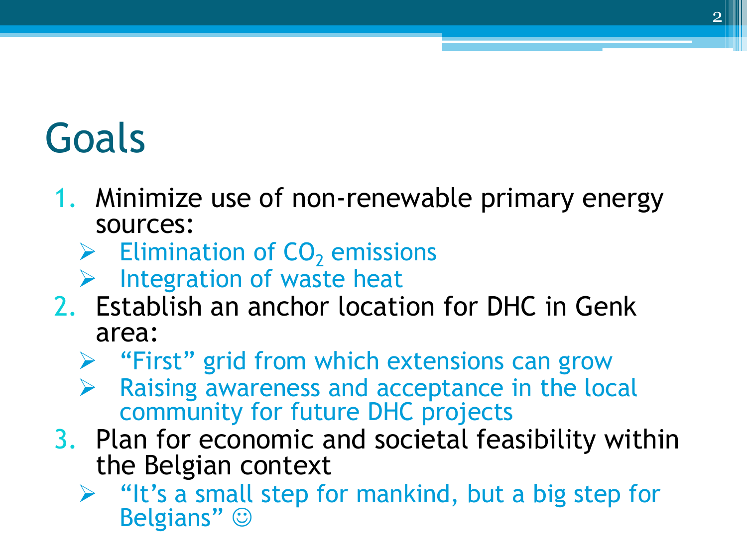# Goals

1. Minimize use of non-renewable primary energy sources:
   - Elimination of $CO_2$ emissions
   - Integration of waste heat
2. Establish an anchor location for DHC in Genk area:
   - "First" grid from which extensions can grow
   - Raising awareness and acceptance in the local community for future DHC projects
3. Plan for economic and societal feasibility within the Belgian context
   - "It's a small step for mankind, but a big step for Belgians" ☺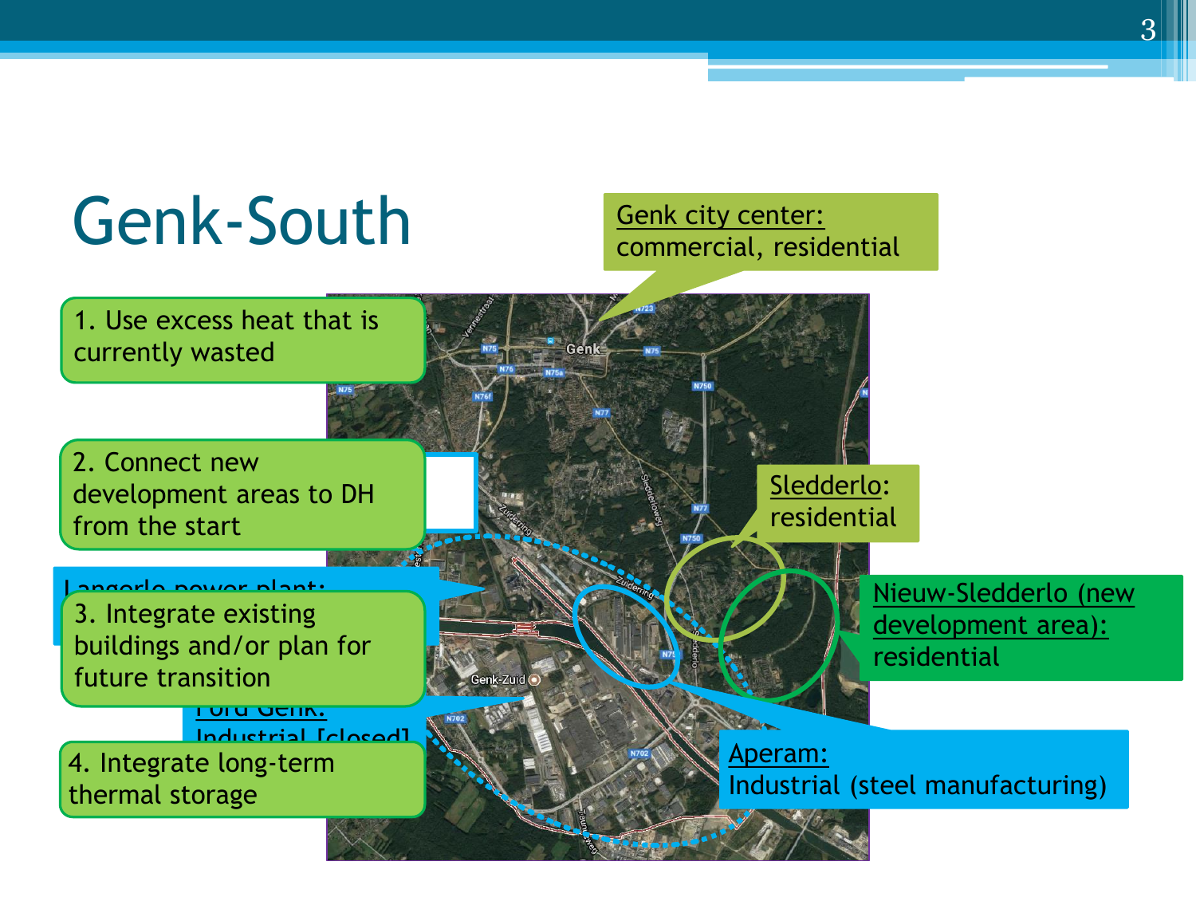# Genk-South

Genk city center: commercial, residential

1. Use excess heat that is currently wasted

2. Connect new development areas to DH from the start

Langerlo power plant:

3. Integrate existing buildings and/or plan for future transition

Ford Genk: Industrial [closed]

4. Integrate long-term thermal storage

Sledderlo: residential

Nieuw-Sledderlo (new development area): residential

Aperam: Industrial (steel manufacturing)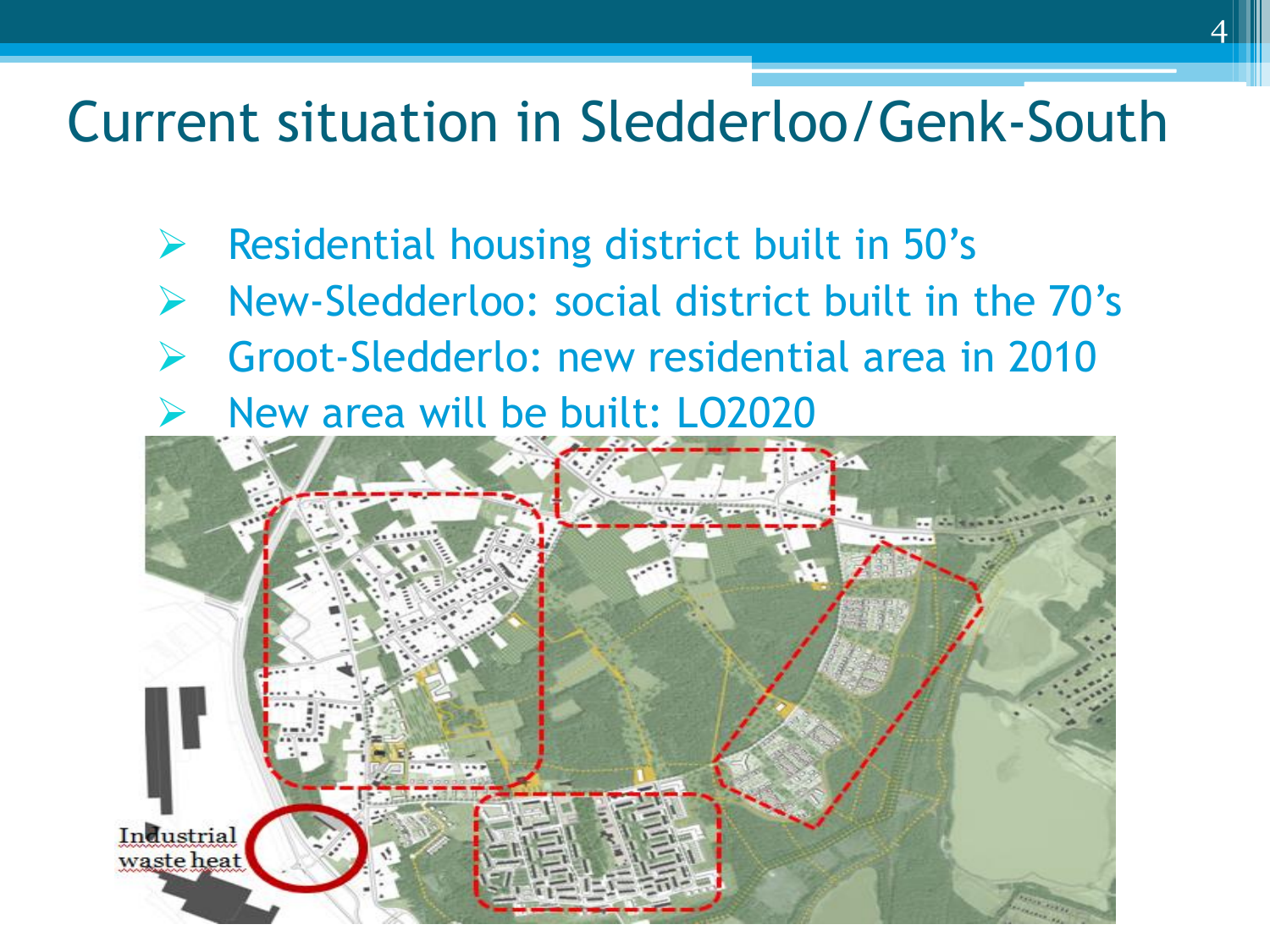# Current situation in Sledderloo/Genk-South

- Residential housing district built in 50's
- New-Sledderloo: social district built in the 70's
- Groot-Sledderlo: new residential area in 2010
- New area will be built: LO2020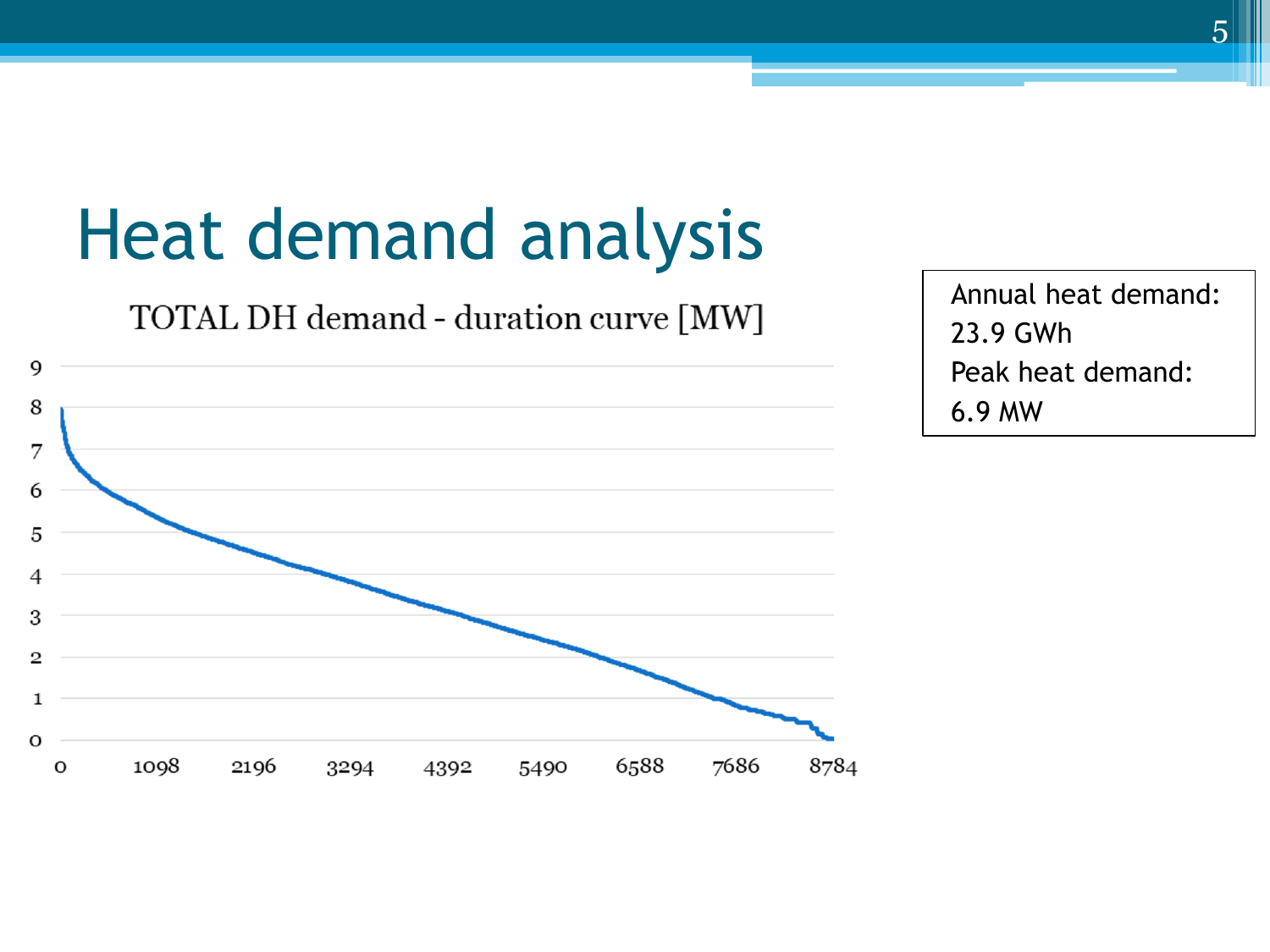# Heat demand analysis

TOTAL DH demand - duration curve [MW]

Annual heat demand: 23.9 GWh

Peak heat demand: 6.9 MW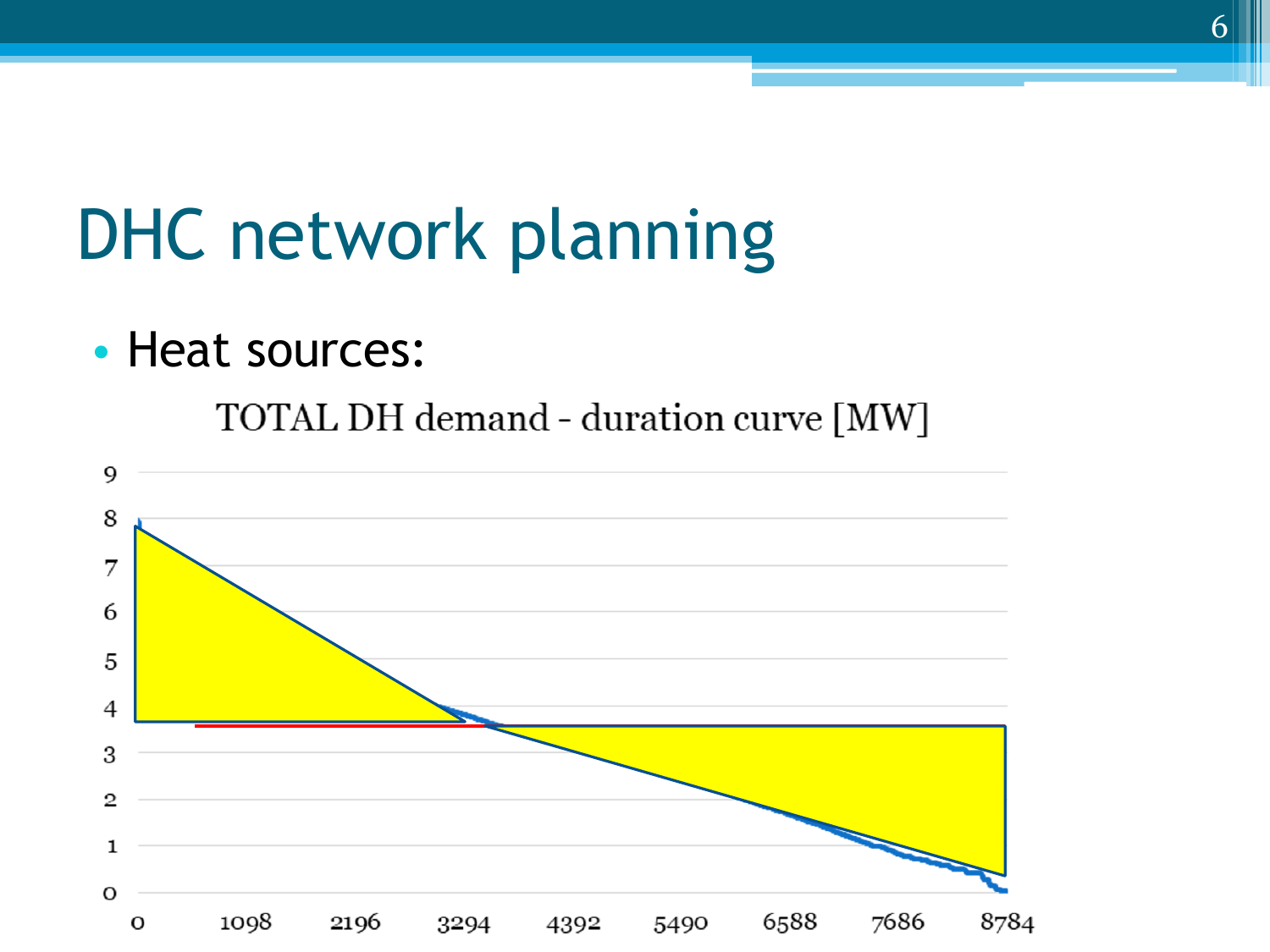# DHC network planning

- Heat sources:

TOTAL DH demand - duration curve [MW]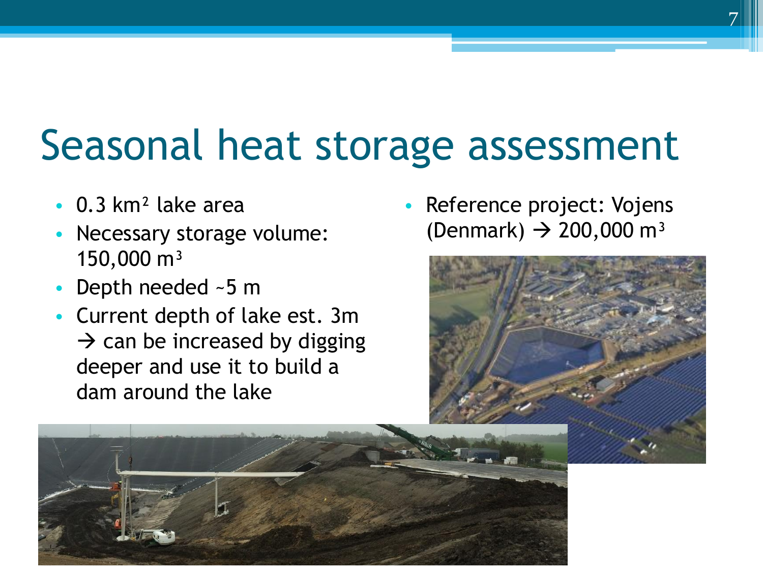# Seasonal heat storage assessment

- $0.3\ km^2$ lake area
- Necessary storage volume: $150{,}000\ m^3$
- Depth needed ~5 m
- Current depth of lake est. 3m → can be increased by digging deeper and use it to build a dam around the lake

- Reference project: Vojens (Denmark) → $200{,}000\ m^3$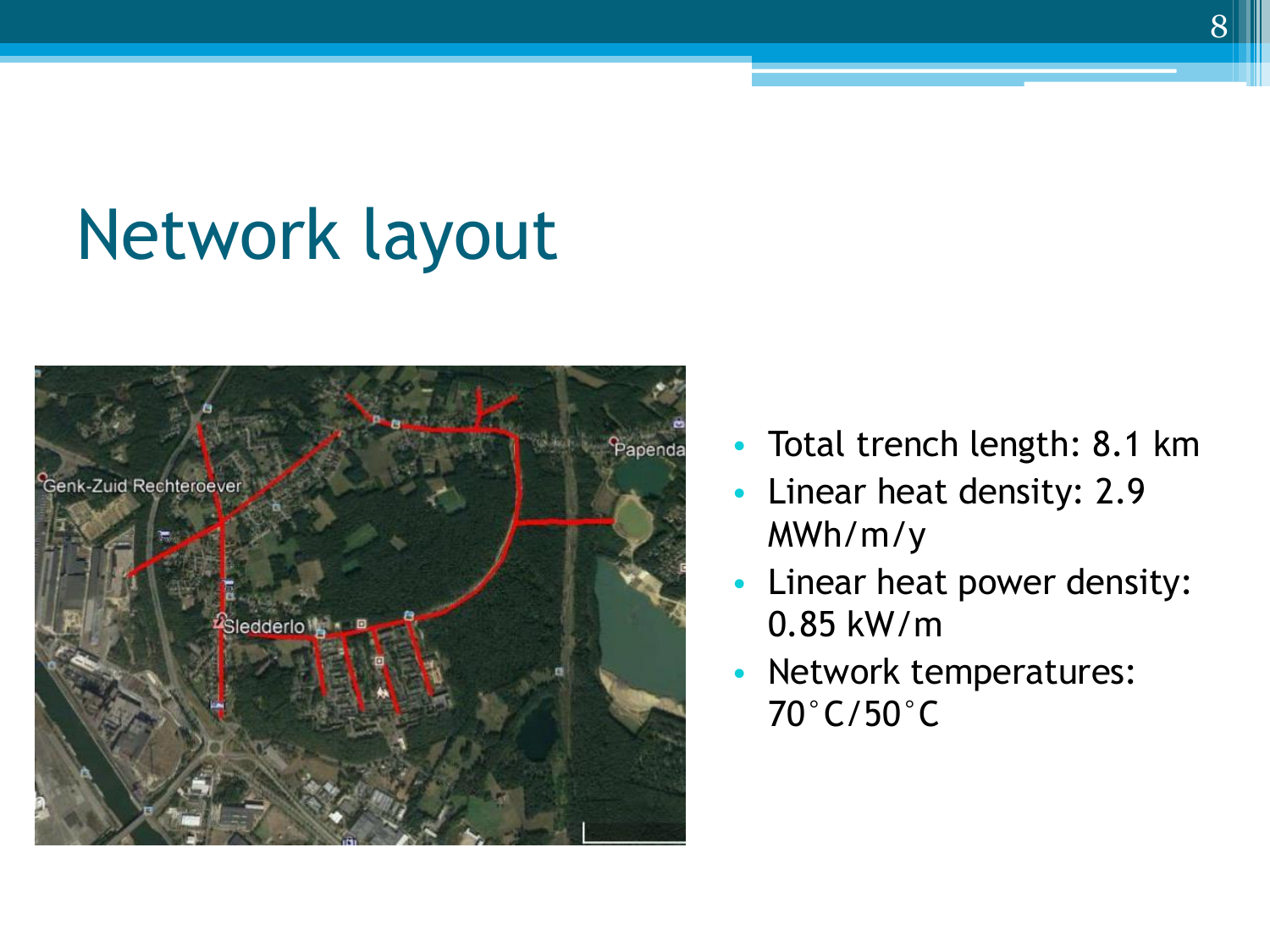# Network layout

- Total trench length: 8.1 km
- Linear heat density: 2.9 MWh/m/y
- Linear heat power density: 0.85 kW/m
- Network temperatures: 70°C/50°C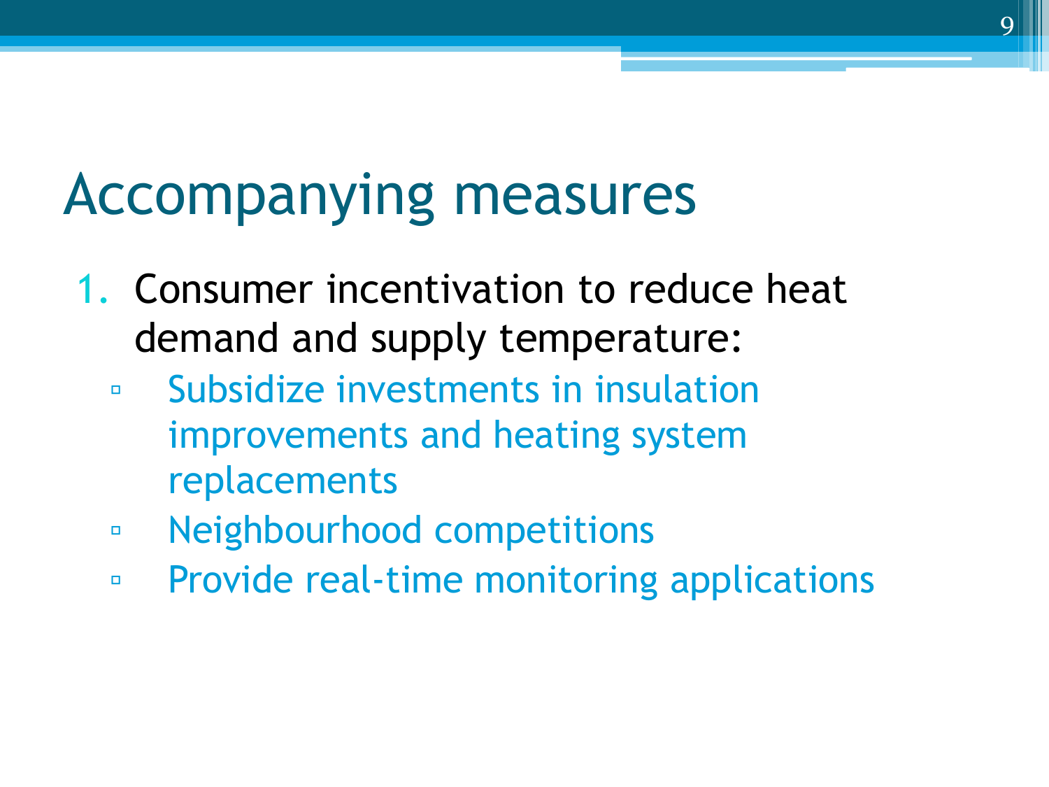# Accompanying measures

1. Consumer incentivation to reduce heat demand and supply temperature:
   - Subsidize investments in insulation improvements and heating system replacements
   - Neighbourhood competitions
   - Provide real-time monitoring applications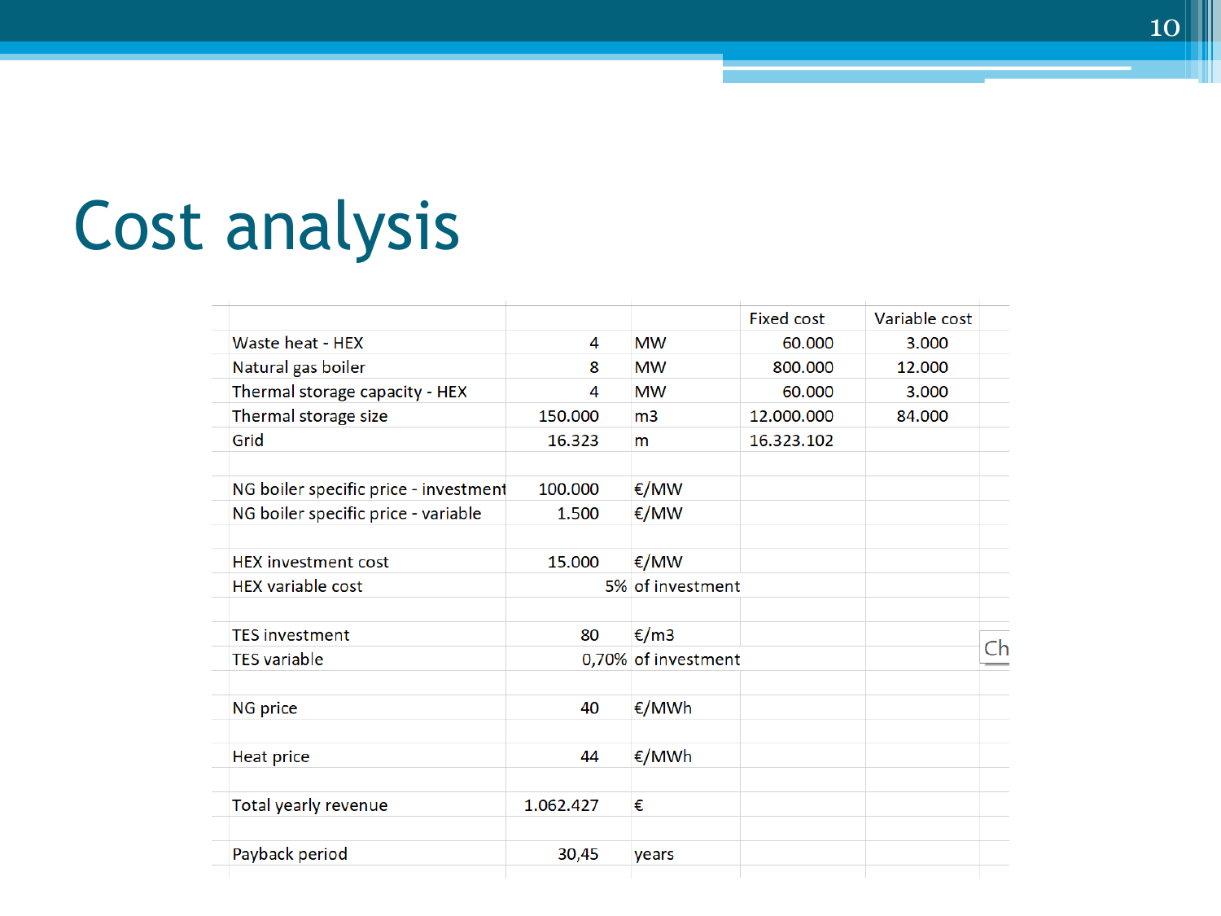# Cost analysis

| | | | Fixed cost | Variable cost |
|---|---|---|---|---|
| Waste heat - HEX | 4 | MW | 60.000 | 3.000 |
| Natural gas boiler | 8 | MW | 800.000 | 12.000 |
| Thermal storage capacity - HEX | 4 | MW | 60.000 | 3.000 |
| Thermal storage size | 150.000 | m3 | 12.000.000 | 84.000 |
| Grid | 16.323 | m | 16.323.102 | |
| | | | | |
| NG boiler specific price - investment | 100.000 | €/MW | | |
| NG boiler specific price - variable | 1.500 | €/MW | | |
| | | | | |
| HEX investment cost | 15.000 | €/MW | | |
| HEX variable cost | 5% | of investment | | |
| | | | | |
| TES investment | 80 | €/m3 | | |
| TES variable | 0,70% | of investment | | |
| | | | | |
| NG price | 40 | €/MWh | | |
| | | | | |
| Heat price | 44 | €/MWh | | |
| | | | | |
| Total yearly revenue | 1.062.427 | € | | |
| | | | | |
| Payback period | 30,45 | years | | |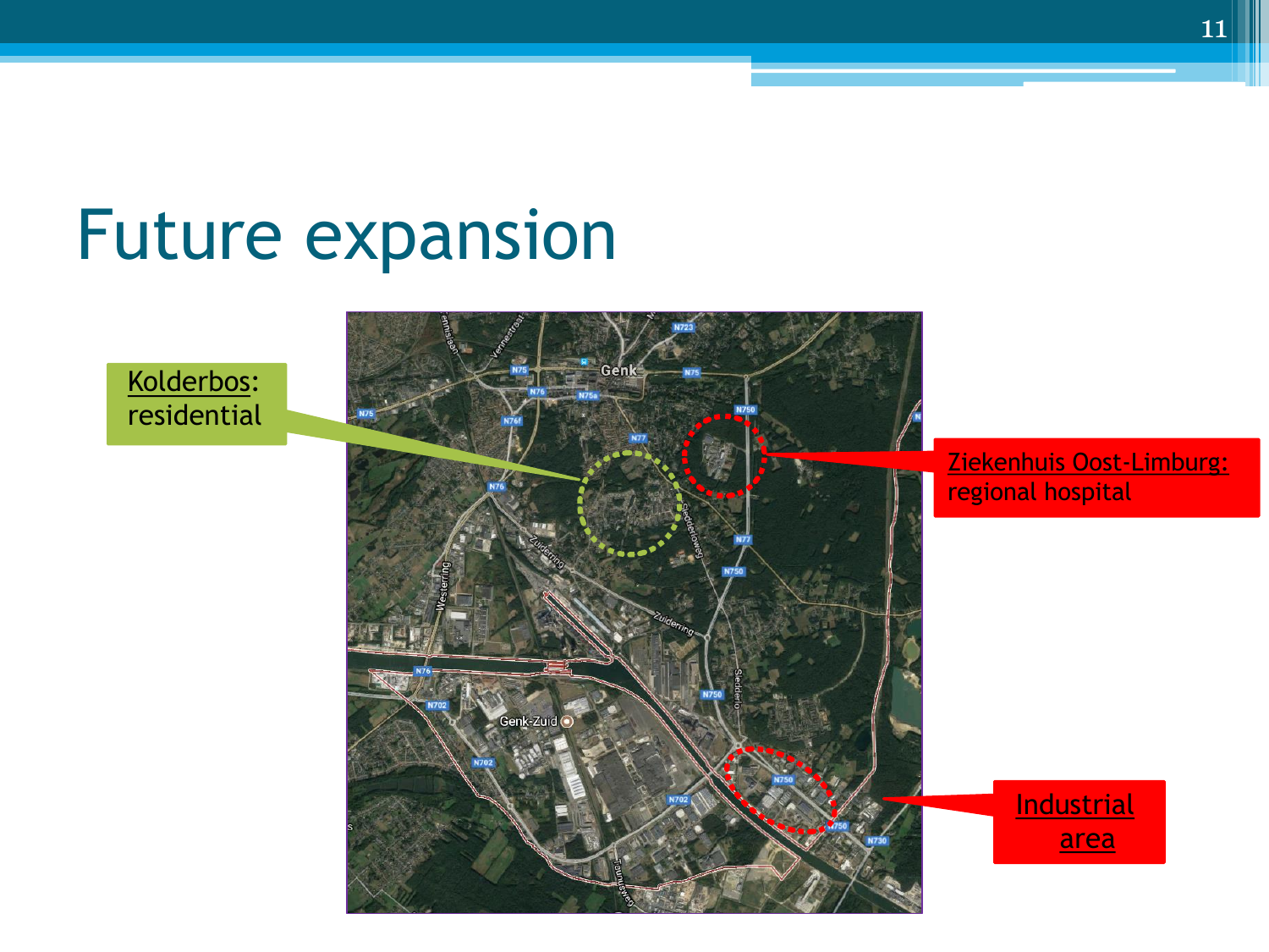# Future expansion

Kolderbos: residential

Ziekenhuis Oost-Limburg: regional hospital

Industrial area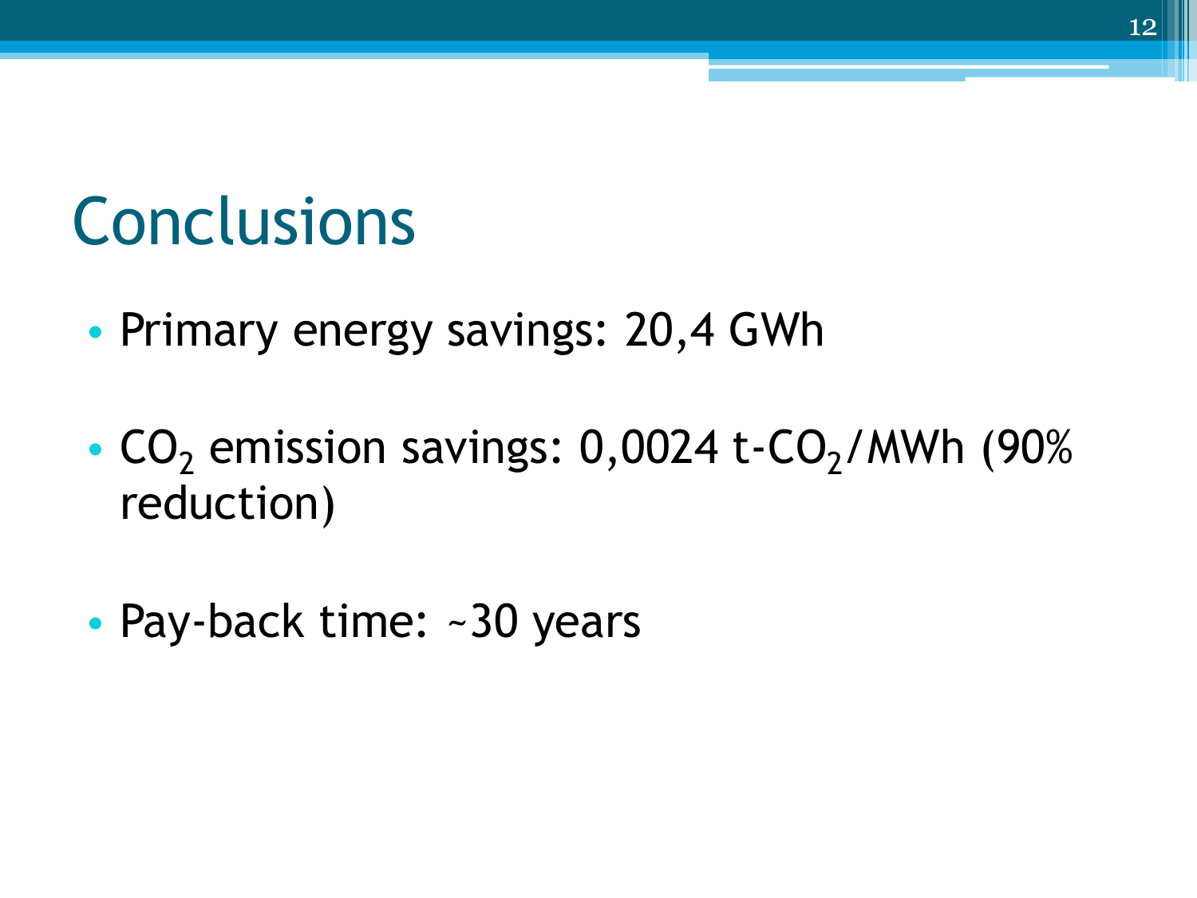# Conclusions

- Primary energy savings: 20,4 GWh
- $CO_2$ emission savings: 0,0024 t-$CO_2$/MWh (90% reduction)
- Pay-back time: ~30 years